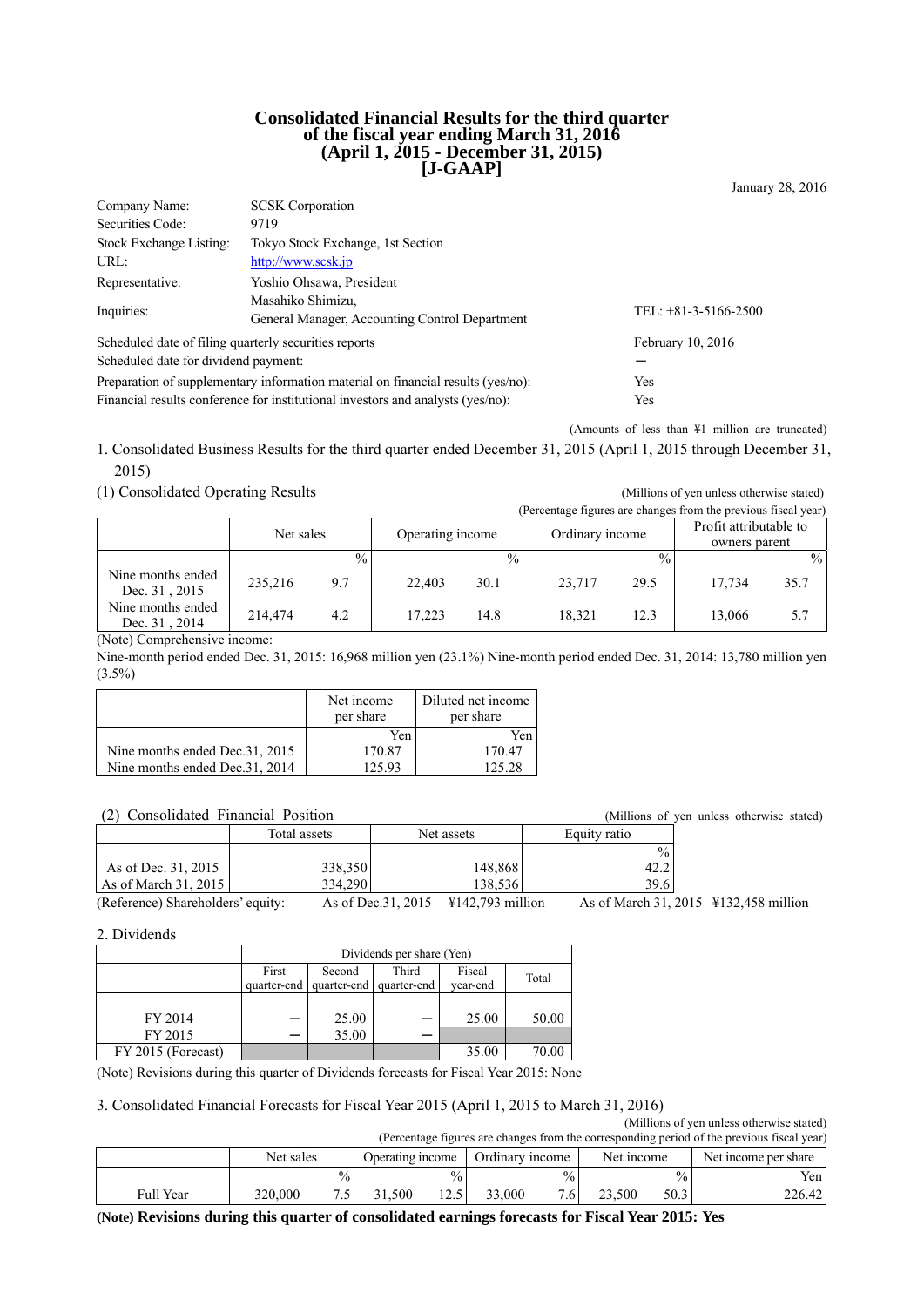# Consolidated Financial Results for the third quarter of the fiscal year ending March 31, 2016 (April 1, 2015 - December 31, 2015) [J-GAAP]

January 28, 2016

| | | |
|---|---|---|
| Company Name: | SCSK Corporation | |
| Securities Code: | 9719 | |
| Stock Exchange Listing: | Tokyo Stock Exchange, 1st Section | |
| URL: | http://www.scsk.jp | |
| Representative: | Yoshio Ohsawa, President | |
| Inquiries: | Masahiko Shimizu, General Manager, Accounting Control Department | TEL: +81-3-5166-2500 |
| Scheduled date of filing quarterly securities reports | | February 10, 2016 |
| Scheduled date for dividend payment: | | ― |
| Preparation of supplementary information material on financial results (yes/no): | | Yes |
| Financial results conference for institutional investors and analysts (yes/no): | | Yes |

(Amounts of less than ¥1 million are truncated)

1. Consolidated Business Results for the third quarter ended December 31, 2015 (April 1, 2015 through December 31, 2015)

(1) Consolidated Operating Results

(Millions of yen unless otherwise stated)
(Percentage figures are changes from the previous fiscal year)

| | Net sales | | Operating income | | Ordinary income | | Profit attributable to owners parent | |
|---|---|---|---|---|---|---|---|---|
| | | % | | % | | % | | % |
| Nine months ended Dec. 31 , 2015 | 235,216 | 9.7 | 22,403 | 30.1 | 23,717 | 29.5 | 17,734 | 35.7 |
| Nine months ended Dec. 31 , 2014 | 214,474 | 4.2 | 17,223 | 14.8 | 18,321 | 12.3 | 13,066 | 5.7 |

(Note) Comprehensive income:
Nine-month period ended Dec. 31, 2015: 16,968 million yen (23.1%) Nine-month period ended Dec. 31, 2014: 13,780 million yen (3.5%)

| | Net income per share | Diluted net income per share |
|---|---|---|
| | Yen | Yen |
| Nine months ended Dec.31, 2015 | 170.87 | 170.47 |
| Nine months ended Dec.31, 2014 | 125.93 | 125.28 |

(2) Consolidated Financial Position

(Millions of yen unless otherwise stated)

| | Total assets | Net assets | Equity ratio |
|---|---|---|---|
| | | | % |
| As of Dec. 31, 2015 | 338,350 | 148,868 | 42.2 |
| As of March 31, 2015 | 334,290 | 138,536 | 39.6 |

(Reference) Shareholders' equity: As of Dec.31, 2015 ¥142,793 million As of March 31, 2015 ¥132,458 million

2. Dividends

| | Dividends per share (Yen) | | | | |
|---|---|---|---|---|---|
| | First quarter-end | Second quarter-end | Third quarter-end | Fiscal year-end | Total |
| FY 2014 | ― | 25.00 | ― | 25.00 | 50.00 |
| FY 2015 | ― | 35.00 | ― | | |
| FY 2015 (Forecast) | | | | 35.00 | 70.00 |

(Note) Revisions during this quarter of Dividends forecasts for Fiscal Year 2015: None

3. Consolidated Financial Forecasts for Fiscal Year 2015 (April 1, 2015 to March 31, 2016)

(Millions of yen unless otherwise stated)
(Percentage figures are changes from the corresponding period of the previous fiscal year)

| | Net sales | | Operating income | | Ordinary income | | Net income | | Net income per share |
|---|---|---|---|---|---|---|---|---|---|
| | | % | | % | | % | | % | Yen |
| Full Year | 320,000 | 7.5 | 31,500 | 12.5 | 33,000 | 7.6 | 23,500 | 50.3 | 226.42 |

**(Note) Revisions during this quarter of consolidated earnings forecasts for Fiscal Year 2015: Yes**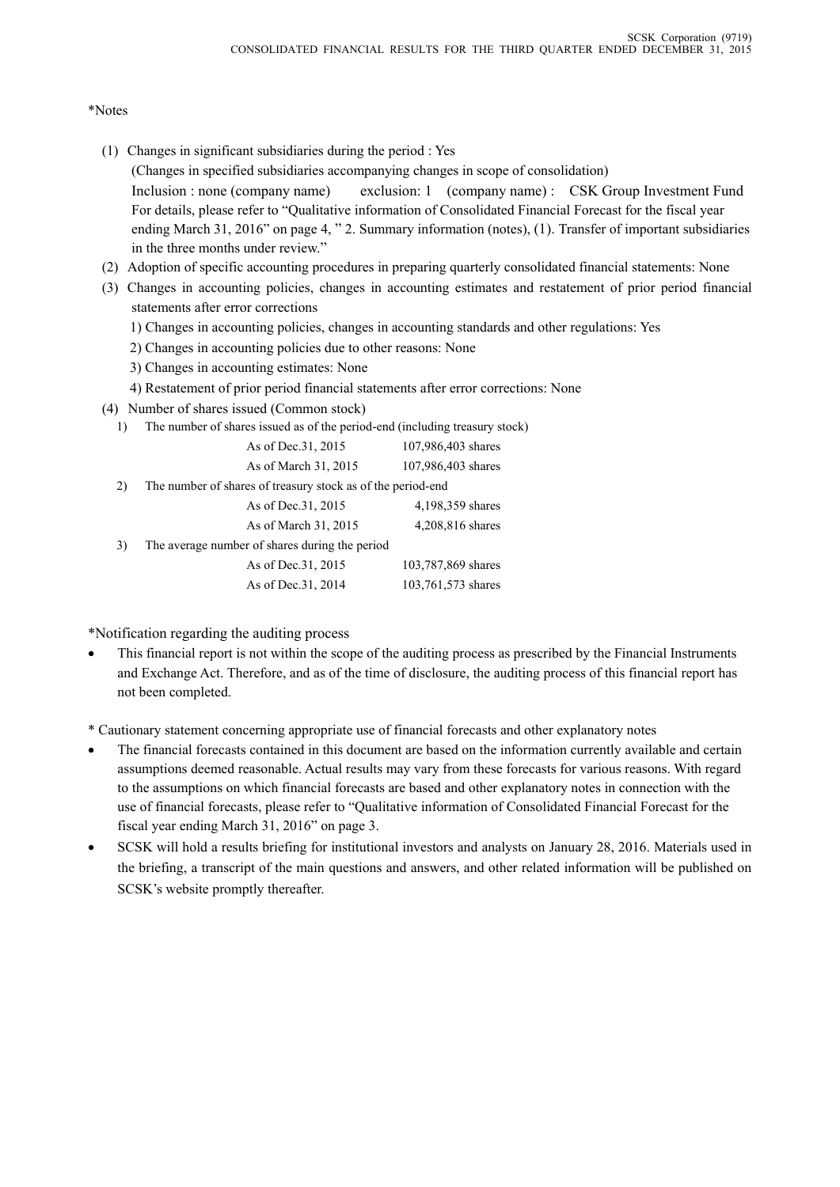*Notes

(1) Changes in significant subsidiaries during the period : Yes
   (Changes in specified subsidiaries accompanying changes in scope of consolidation)
   Inclusion : none (company name)   exclusion: 1  (company name) :  CSK Group Investment Fund
   For details, please refer to "Qualitative information of Consolidated Financial Forecast for the fiscal year ending March 31, 2016" on page 4, " 2. Summary information (notes), (1). Transfer of important subsidiaries in the three months under review."
(2) Adoption of specific accounting procedures in preparing quarterly consolidated financial statements: None
(3) Changes in accounting policies, changes in accounting estimates and restatement of prior period financial statements after error corrections
   1) Changes in accounting policies, changes in accounting standards and other regulations: Yes
   2) Changes in accounting policies due to other reasons: None
   3) Changes in accounting estimates: None
   4) Restatement of prior period financial statements after error corrections: None
(4) Number of shares issued (Common stock)
   1) The number of shares issued as of the period-end (including treasury stock)

| | |
|---|---|
| As of Dec.31, 2015 | 107,986,403 shares |
| As of March 31, 2015 | 107,986,403 shares |

   2) The number of shares of treasury stock as of the period-end

| | |
|---|---|
| As of Dec.31, 2015 | 4,198,359 shares |
| As of March 31, 2015 | 4,208,816 shares |

   3) The average number of shares during the period

| | |
|---|---|
| As of Dec.31, 2015 | 103,787,869 shares |
| As of Dec.31, 2014 | 103,761,573 shares |

*Notification regarding the auditing process

- This financial report is not within the scope of the auditing process as prescribed by the Financial Instruments and Exchange Act. Therefore, and as of the time of disclosure, the auditing process of this financial report has not been completed.

* Cautionary statement concerning appropriate use of financial forecasts and other explanatory notes

- The financial forecasts contained in this document are based on the information currently available and certain assumptions deemed reasonable. Actual results may vary from these forecasts for various reasons. With regard to the assumptions on which financial forecasts are based and other explanatory notes in connection with the use of financial forecasts, please refer to "Qualitative information of Consolidated Financial Forecast for the fiscal year ending March 31, 2016" on page 3.
- SCSK will hold a results briefing for institutional investors and analysts on January 28, 2016. Materials used in the briefing, a transcript of the main questions and answers, and other related information will be published on SCSK's website promptly thereafter.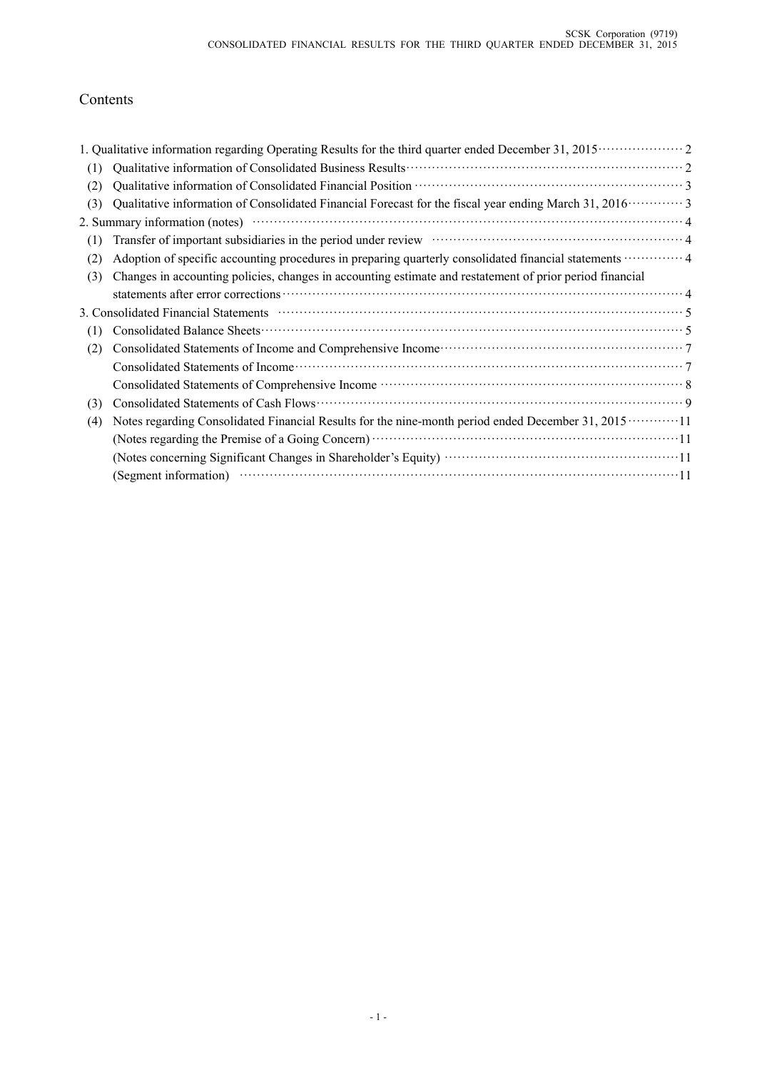# Contents

1. Qualitative information regarding Operating Results for the third quarter ended December 31, 2015 ..... 2
   - (1) Qualitative information of Consolidated Business Results ..... 2
   - (2) Qualitative information of Consolidated Financial Position ..... 3
   - (3) Qualitative information of Consolidated Financial Forecast for the fiscal year ending March 31, 2016 ..... 3
2. Summary information (notes) ..... 4
   - (1) Transfer of important subsidiaries in the period under review ..... 4
   - (2) Adoption of specific accounting procedures in preparing quarterly consolidated financial statements ..... 4
   - (3) Changes in accounting policies, changes in accounting estimate and restatement of prior period financial statements after error corrections ..... 4
3. Consolidated Financial Statements ..... 5
   - (1) Consolidated Balance Sheets ..... 5
   - (2) Consolidated Statements of Income and Comprehensive Income ..... 7
     - Consolidated Statements of Income ..... 7
     - Consolidated Statements of Comprehensive Income ..... 8
   - (3) Consolidated Statements of Cash Flows ..... 9
   - (4) Notes regarding Consolidated Financial Results for the nine-month period ended December 31, 2015 ..... 11
     - (Notes regarding the Premise of a Going Concern) ..... 11
     - (Notes concerning Significant Changes in Shareholder's Equity) ..... 11
     - (Segment information) ..... 11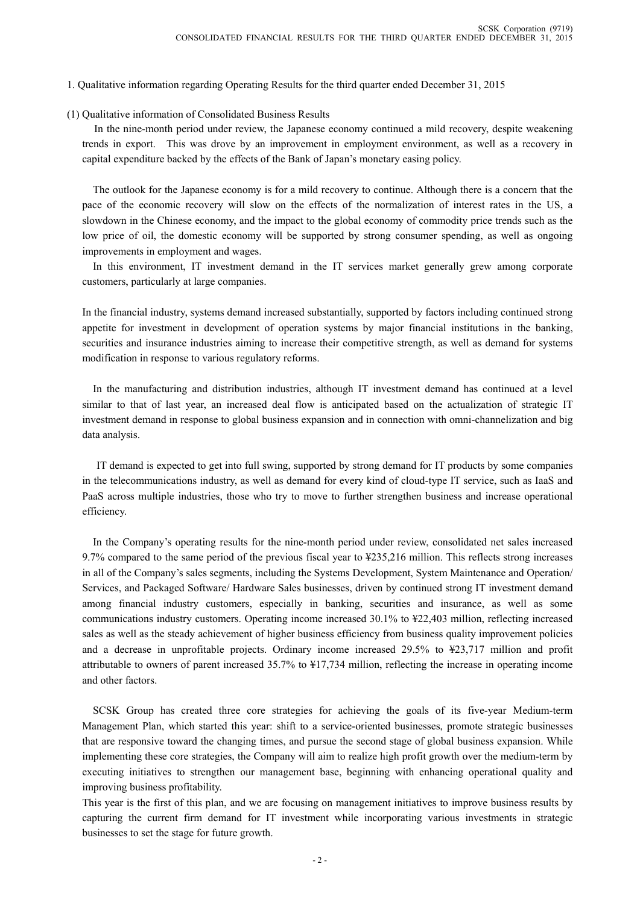1. Qualitative information regarding Operating Results for the third quarter ended December 31, 2015

(1) Qualitative information of Consolidated Business Results

In the nine-month period under review, the Japanese economy continued a mild recovery, despite weakening trends in export. This was drove by an improvement in employment environment, as well as a recovery in capital expenditure backed by the effects of the Bank of Japan's monetary easing policy.

The outlook for the Japanese economy is for a mild recovery to continue. Although there is a concern that the pace of the economic recovery will slow on the effects of the normalization of interest rates in the US, a slowdown in the Chinese economy, and the impact to the global economy of commodity price trends such as the low price of oil, the domestic economy will be supported by strong consumer spending, as well as ongoing improvements in employment and wages.

In this environment, IT investment demand in the IT services market generally grew among corporate customers, particularly at large companies.

In the financial industry, systems demand increased substantially, supported by factors including continued strong appetite for investment in development of operation systems by major financial institutions in the banking, securities and insurance industries aiming to increase their competitive strength, as well as demand for systems modification in response to various regulatory reforms.

In the manufacturing and distribution industries, although IT investment demand has continued at a level similar to that of last year, an increased deal flow is anticipated based on the actualization of strategic IT investment demand in response to global business expansion and in connection with omni-channelization and big data analysis.

IT demand is expected to get into full swing, supported by strong demand for IT products by some companies in the telecommunications industry, as well as demand for every kind of cloud-type IT service, such as IaaS and PaaS across multiple industries, those who try to move to further strengthen business and increase operational efficiency.

In the Company's operating results for the nine-month period under review, consolidated net sales increased 9.7% compared to the same period of the previous fiscal year to ¥235,216 million. This reflects strong increases in all of the Company's sales segments, including the Systems Development, System Maintenance and Operation/ Services, and Packaged Software/ Hardware Sales businesses, driven by continued strong IT investment demand among financial industry customers, especially in banking, securities and insurance, as well as some communications industry customers. Operating income increased 30.1% to ¥22,403 million, reflecting increased sales as well as the steady achievement of higher business efficiency from business quality improvement policies and a decrease in unprofitable projects. Ordinary income increased 29.5% to ¥23,717 million and profit attributable to owners of parent increased 35.7% to ¥17,734 million, reflecting the increase in operating income and other factors.

SCSK Group has created three core strategies for achieving the goals of its five-year Medium-term Management Plan, which started this year: shift to a service-oriented businesses, promote strategic businesses that are responsive toward the changing times, and pursue the second stage of global business expansion. While implementing these core strategies, the Company will aim to realize high profit growth over the medium-term by executing initiatives to strengthen our management base, beginning with enhancing operational quality and improving business profitability.

This year is the first of this plan, and we are focusing on management initiatives to improve business results by capturing the current firm demand for IT investment while incorporating various investments in strategic businesses to set the stage for future growth.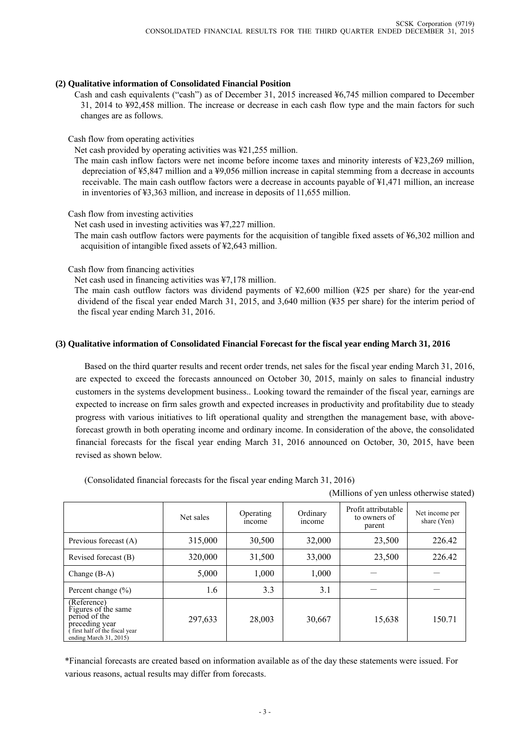**(2) Qualitative information of Consolidated Financial Position**

Cash and cash equivalents ("cash") as of December 31, 2015 increased ¥6,745 million compared to December 31, 2014 to ¥92,458 million. The increase or decrease in each cash flow type and the main factors for such changes are as follows.

Cash flow from operating activities

Net cash provided by operating activities was ¥21,255 million.

The main cash inflow factors were net income before income taxes and minority interests of ¥23,269 million, depreciation of ¥5,847 million and a ¥9,056 million increase in capital stemming from a decrease in accounts receivable. The main cash outflow factors were a decrease in accounts payable of ¥1,471 million, an increase in inventories of ¥3,363 million, and increase in deposits of 11,655 million.

Cash flow from investing activities

Net cash used in investing activities was ¥7,227 million.

The main cash outflow factors were payments for the acquisition of tangible fixed assets of ¥6,302 million and acquisition of intangible fixed assets of ¥2,643 million.

Cash flow from financing activities

Net cash used in financing activities was ¥7,178 million.

The main cash outflow factors was dividend payments of ¥2,600 million (¥25 per share) for the year-end dividend of the fiscal year ended March 31, 2015, and 3,640 million (¥35 per share) for the interim period of the fiscal year ending March 31, 2016.

**(3) Qualitative information of Consolidated Financial Forecast for the fiscal year ending March 31, 2016**

Based on the third quarter results and recent order trends, net sales for the fiscal year ending March 31, 2016, are expected to exceed the forecasts announced on October 30, 2015, mainly on sales to financial industry customers in the systems development business.. Looking toward the remainder of the fiscal year, earnings are expected to increase on firm sales growth and expected increases in productivity and profitability due to steady progress with various initiatives to lift operational quality and strengthen the management base, with above-forecast growth in both operating income and ordinary income. In consideration of the above, the consolidated financial forecasts for the fiscal year ending March 31, 2016 announced on October, 30, 2015, have been revised as shown below.

(Consolidated financial forecasts for the fiscal year ending March 31, 2016)

(Millions of yen unless otherwise stated)

| | Net sales | Operating income | Ordinary income | Profit attributable to owners of parent | Net income per share (Yen) |
|---|---|---|---|---|---|
| Previous forecast (A) | 315,000 | 30,500 | 32,000 | 23,500 | 226.42 |
| Revised forecast (B) | 320,000 | 31,500 | 33,000 | 23,500 | 226.42 |
| Change (B-A) | 5,000 | 1,000 | 1,000 | — | — |
| Percent change (%) | 1.6 | 3.3 | 3.1 | — | — |
| (Reference) Figures of the same period of the preceding year ( first half of the fiscal year ending March 31, 2015) | 297,633 | 28,003 | 30,667 | 15,638 | 150.71 |

*Financial forecasts are created based on information available as of the day these statements were issued. For various reasons, actual results may differ from forecasts.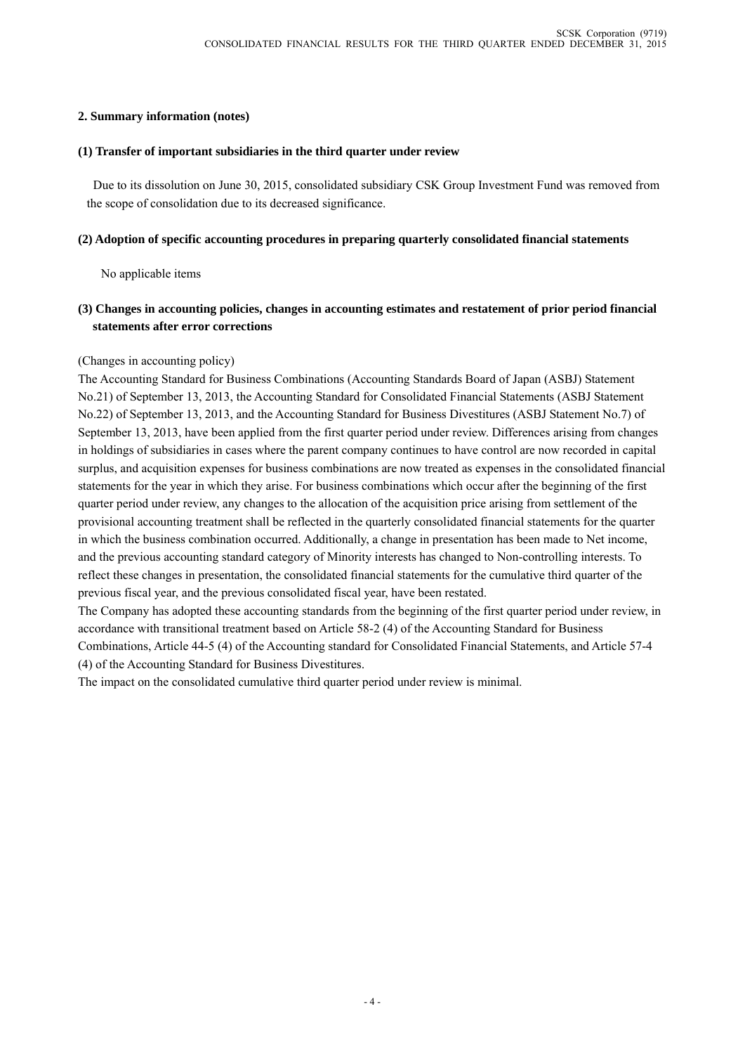## 2. Summary information (notes)

### (1) Transfer of important subsidiaries in the third quarter under review

Due to its dissolution on June 30, 2015, consolidated subsidiary CSK Group Investment Fund was removed from the scope of consolidation due to its decreased significance.

### (2) Adoption of specific accounting procedures in preparing quarterly consolidated financial statements

No applicable items

### (3) Changes in accounting policies, changes in accounting estimates and restatement of prior period financial statements after error corrections

(Changes in accounting policy)

The Accounting Standard for Business Combinations (Accounting Standards Board of Japan (ASBJ) Statement No.21) of September 13, 2013, the Accounting Standard for Consolidated Financial Statements (ASBJ Statement No.22) of September 13, 2013, and the Accounting Standard for Business Divestitures (ASBJ Statement No.7) of September 13, 2013, have been applied from the first quarter period under review. Differences arising from changes in holdings of subsidiaries in cases where the parent company continues to have control are now recorded in capital surplus, and acquisition expenses for business combinations are now treated as expenses in the consolidated financial statements for the year in which they arise. For business combinations which occur after the beginning of the first quarter period under review, any changes to the allocation of the acquisition price arising from settlement of the provisional accounting treatment shall be reflected in the quarterly consolidated financial statements for the quarter in which the business combination occurred. Additionally, a change in presentation has been made to Net income, and the previous accounting standard category of Minority interests has changed to Non-controlling interests. To reflect these changes in presentation, the consolidated financial statements for the cumulative third quarter of the previous fiscal year, and the previous consolidated fiscal year, have been restated.

The Company has adopted these accounting standards from the beginning of the first quarter period under review, in accordance with transitional treatment based on Article 58-2 (4) of the Accounting Standard for Business Combinations, Article 44-5 (4) of the Accounting standard for Consolidated Financial Statements, and Article 57-4 (4) of the Accounting Standard for Business Divestitures.

The impact on the consolidated cumulative third quarter period under review is minimal.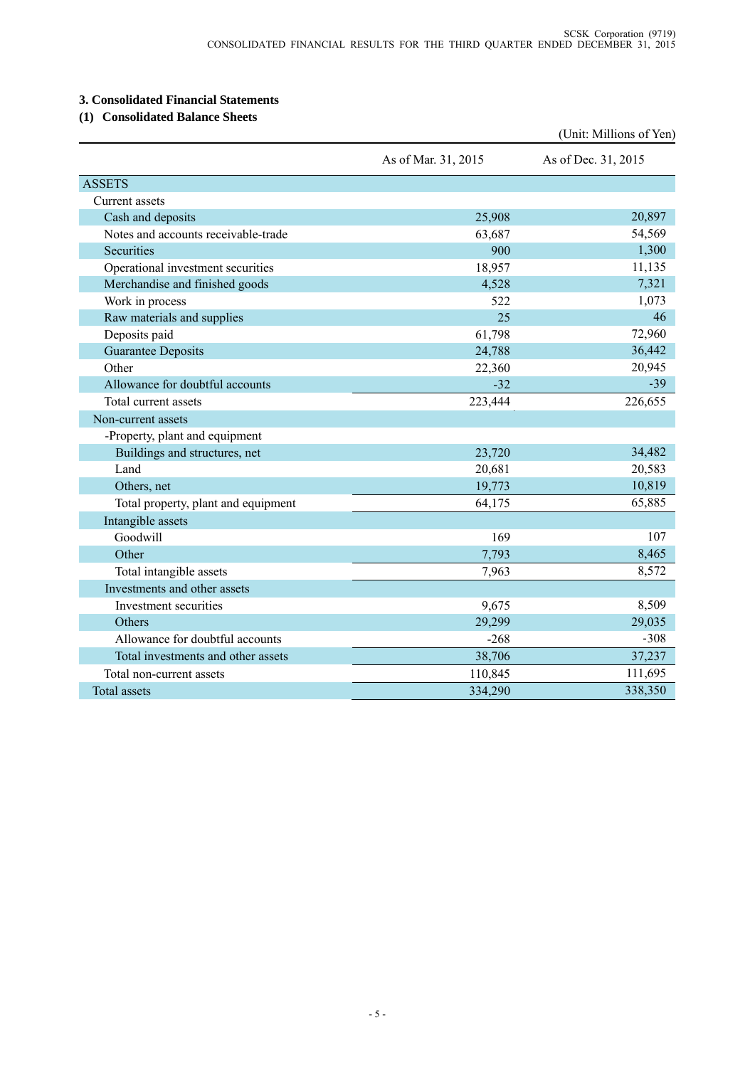### 3. Consolidated Financial Statements

### (1) Consolidated Balance Sheets

(Unit: Millions of Yen)

| | As of Mar. 31, 2015 | As of Dec. 31, 2015 |
|---|---|---|
| ASSETS | | |
| Current assets | | |
| Cash and deposits | 25,908 | 20,897 |
| Notes and accounts receivable-trade | 63,687 | 54,569 |
| Securities | 900 | 1,300 |
| Operational investment securities | 18,957 | 11,135 |
| Merchandise and finished goods | 4,528 | 7,321 |
| Work in process | 522 | 1,073 |
| Raw materials and supplies | 25 | 46 |
| Deposits paid | 61,798 | 72,960 |
| Guarantee Deposits | 24,788 | 36,442 |
| Other | 22,360 | 20,945 |
| Allowance for doubtful accounts | -32 | -39 |
| Total current assets | 223,444 | 226,655 |
| Non-current assets | | |
| -Property, plant and equipment | | |
| Buildings and structures, net | 23,720 | 34,482 |
| Land | 20,681 | 20,583 |
| Others, net | 19,773 | 10,819 |
| Total property, plant and equipment | 64,175 | 65,885 |
| Intangible assets | | |
| Goodwill | 169 | 107 |
| Other | 7,793 | 8,465 |
| Total intangible assets | 7,963 | 8,572 |
| Investments and other assets | | |
| Investment securities | 9,675 | 8,509 |
| Others | 29,299 | 29,035 |
| Allowance for doubtful accounts | -268 | -308 |
| Total investments and other assets | 38,706 | 37,237 |
| Total non-current assets | 110,845 | 111,695 |
| Total assets | 334,290 | 338,350 |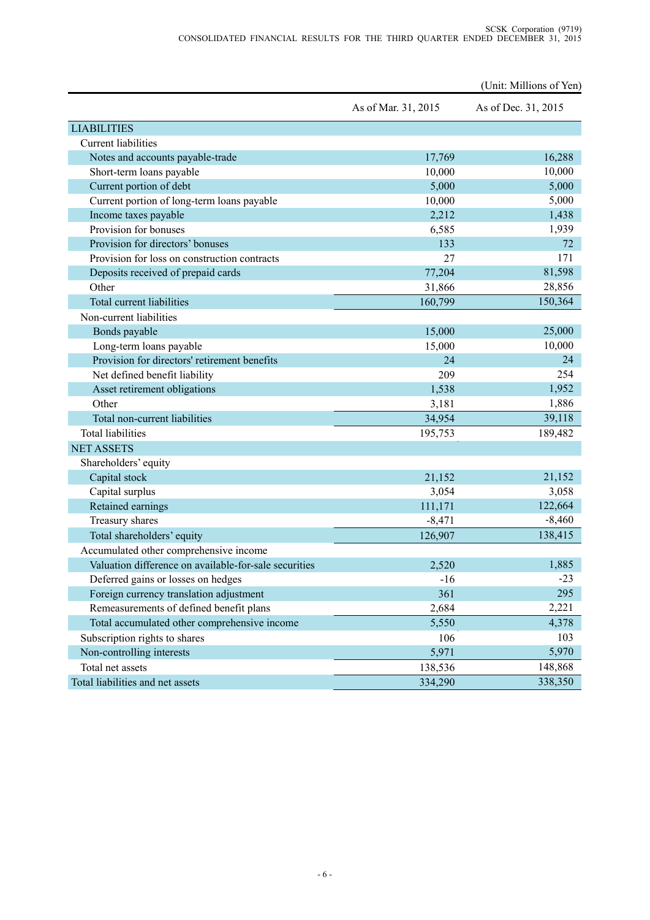(Unit: Millions of Yen)

| | As of Mar. 31, 2015 | As of Dec. 31, 2015 |
|---|---|---|
| LIABILITIES | | |
| Current liabilities | | |
| Notes and accounts payable-trade | 17,769 | 16,288 |
| Short-term loans payable | 10,000 | 10,000 |
| Current portion of debt | 5,000 | 5,000 |
| Current portion of long-term loans payable | 10,000 | 5,000 |
| Income taxes payable | 2,212 | 1,438 |
| Provision for bonuses | 6,585 | 1,939 |
| Provision for directors' bonuses | 133 | 72 |
| Provision for loss on construction contracts | 27 | 171 |
| Deposits received of prepaid cards | 77,204 | 81,598 |
| Other | 31,866 | 28,856 |
| Total current liabilities | 160,799 | 150,364 |
| Non-current liabilities | | |
| Bonds payable | 15,000 | 25,000 |
| Long-term loans payable | 15,000 | 10,000 |
| Provision for directors' retirement benefits | 24 | 24 |
| Net defined benefit liability | 209 | 254 |
| Asset retirement obligations | 1,538 | 1,952 |
| Other | 3,181 | 1,886 |
| Total non-current liabilities | 34,954 | 39,118 |
| Total liabilities | 195,753 | 189,482 |
| NET ASSETS | | |
| Shareholders' equity | | |
| Capital stock | 21,152 | 21,152 |
| Capital surplus | 3,054 | 3,058 |
| Retained earnings | 111,171 | 122,664 |
| Treasury shares | -8,471 | -8,460 |
| Total shareholders' equity | 126,907 | 138,415 |
| Accumulated other comprehensive income | | |
| Valuation difference on available-for-sale securities | 2,520 | 1,885 |
| Deferred gains or losses on hedges | -16 | -23 |
| Foreign currency translation adjustment | 361 | 295 |
| Remeasurements of defined benefit plans | 2,684 | 2,221 |
| Total accumulated other comprehensive income | 5,550 | 4,378 |
| Subscription rights to shares | 106 | 103 |
| Non-controlling interests | 5,971 | 5,970 |
| Total net assets | 138,536 | 148,868 |
| Total liabilities and net assets | 334,290 | 338,350 |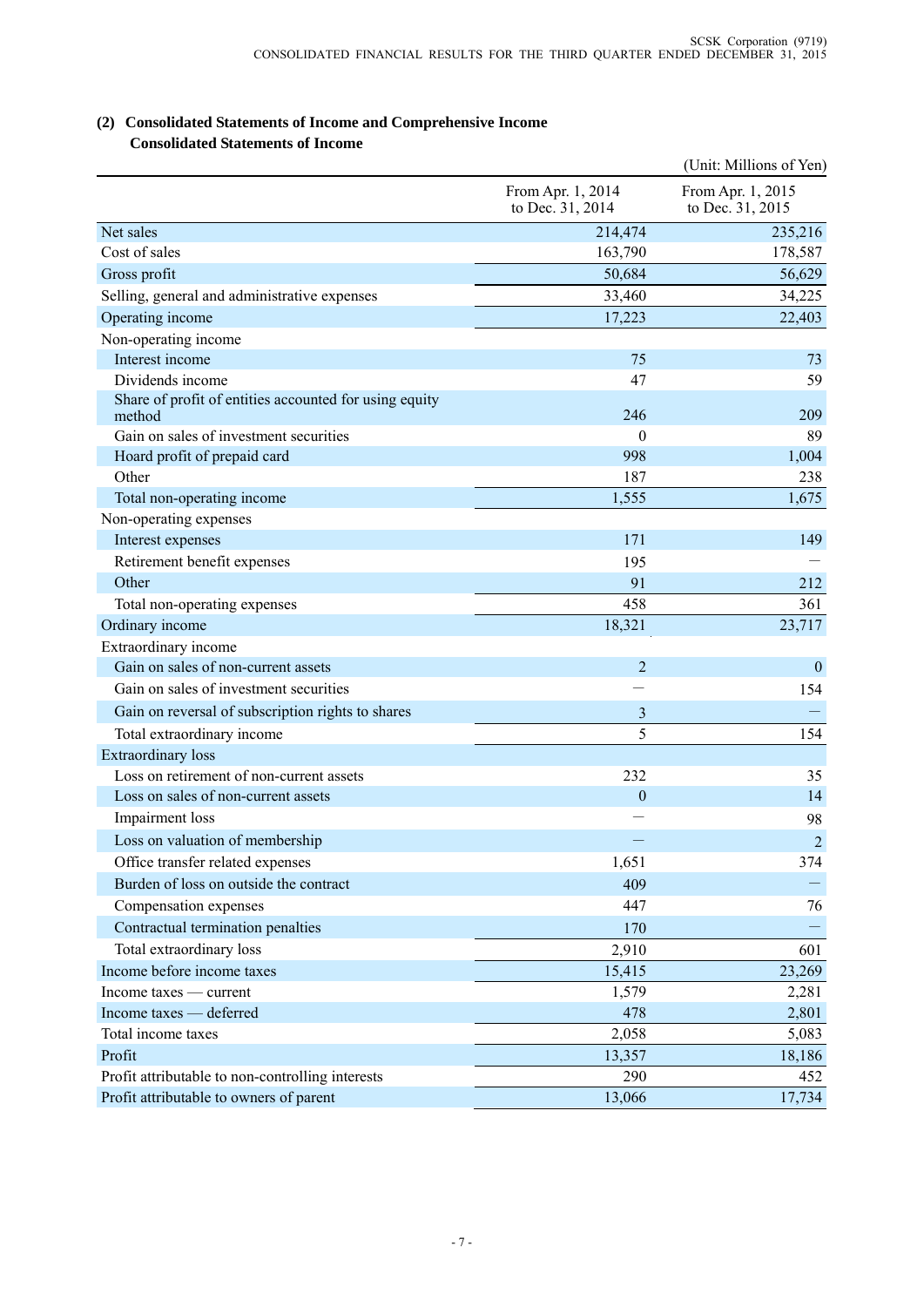## (2) Consolidated Statements of Income and Comprehensive Income

### Consolidated Statements of Income

(Unit: Millions of Yen)

| | From Apr. 1, 2014 to Dec. 31, 2014 | From Apr. 1, 2015 to Dec. 31, 2015 |
|---|---|---|
| Net sales | 214,474 | 235,216 |
| Cost of sales | 163,790 | 178,587 |
| Gross profit | 50,684 | 56,629 |
| Selling, general and administrative expenses | 33,460 | 34,225 |
| Operating income | 17,223 | 22,403 |
| Non-operating income | | |
| Interest income | 75 | 73 |
| Dividends income | 47 | 59 |
| Share of profit of entities accounted for using equity method | 246 | 209 |
| Gain on sales of investment securities | 0 | 89 |
| Hoard profit of prepaid card | 998 | 1,004 |
| Other | 187 | 238 |
| Total non-operating income | 1,555 | 1,675 |
| Non-operating expenses | | |
| Interest expenses | 171 | 149 |
| Retirement benefit expenses | 195 | — |
| Other | 91 | 212 |
| Total non-operating expenses | 458 | 361 |
| Ordinary income | 18,321 | 23,717 |
| Extraordinary income | | |
| Gain on sales of non-current assets | 2 | 0 |
| Gain on sales of investment securities | — | 154 |
| Gain on reversal of subscription rights to shares | 3 | — |
| Total extraordinary income | 5 | 154 |
| Extraordinary loss | | |
| Loss on retirement of non-current assets | 232 | 35 |
| Loss on sales of non-current assets | 0 | 14 |
| Impairment loss | — | 98 |
| Loss on valuation of membership | — | 2 |
| Office transfer related expenses | 1,651 | 374 |
| Burden of loss on outside the contract | 409 | — |
| Compensation expenses | 447 | 76 |
| Contractual termination penalties | 170 | — |
| Total extraordinary loss | 2,910 | 601 |
| Income before income taxes | 15,415 | 23,269 |
| Income taxes — current | 1,579 | 2,281 |
| Income taxes — deferred | 478 | 2,801 |
| Total income taxes | 2,058 | 5,083 |
| Profit | 13,357 | 18,186 |
| Profit attributable to non-controlling interests | 290 | 452 |
| Profit attributable to owners of parent | 13,066 | 17,734 |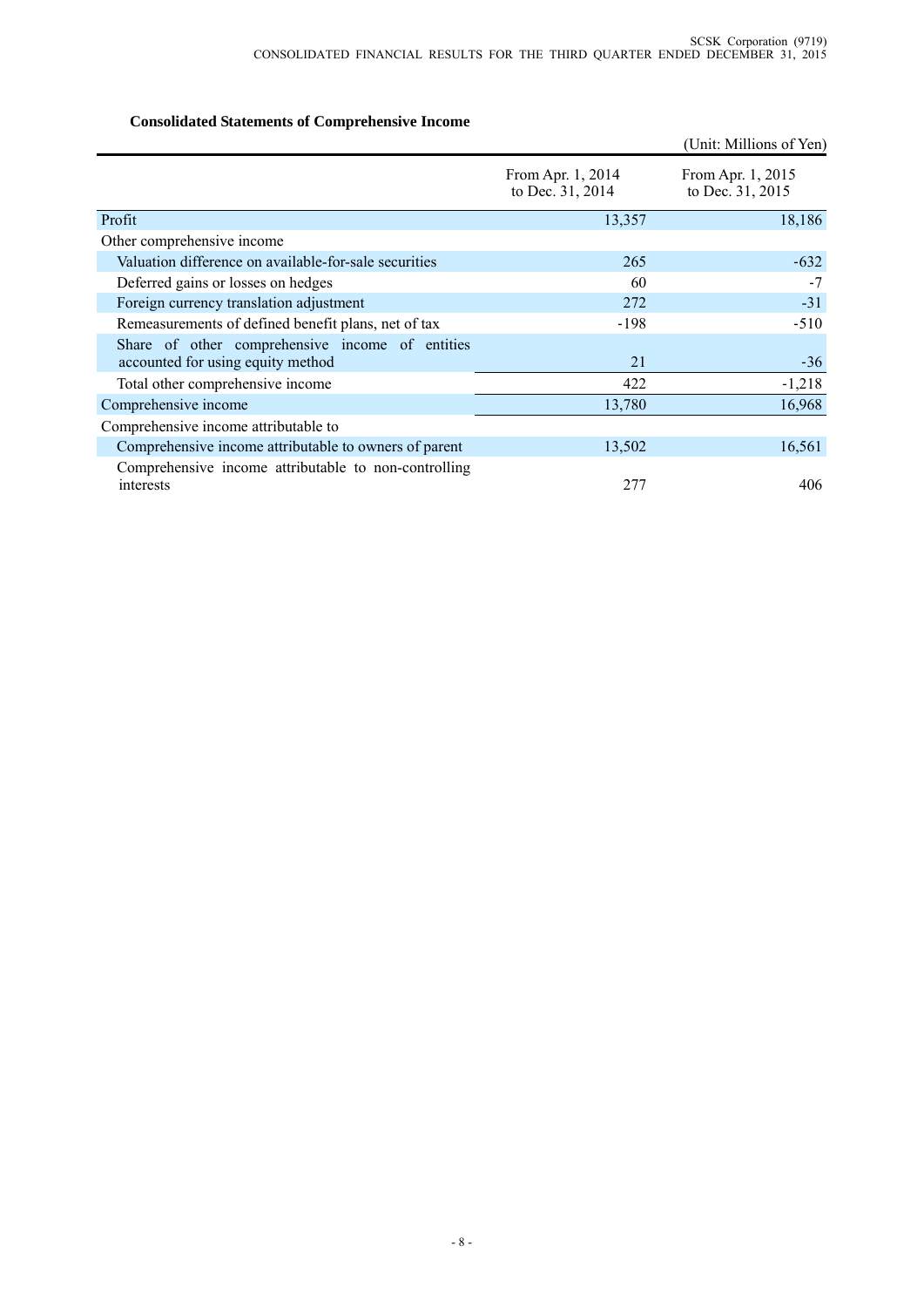### Consolidated Statements of Comprehensive Income

(Unit: Millions of Yen)

| | From Apr. 1, 2014 to Dec. 31, 2014 | From Apr. 1, 2015 to Dec. 31, 2015 |
|---|---|---|
| Profit | 13,357 | 18,186 |
| Other comprehensive income | | |
| Valuation difference on available-for-sale securities | 265 | -632 |
| Deferred gains or losses on hedges | 60 | -7 |
| Foreign currency translation adjustment | 272 | -31 |
| Remeasurements of defined benefit plans, net of tax | -198 | -510 |
| Share of other comprehensive income of entities accounted for using equity method | 21 | -36 |
| Total other comprehensive income | 422 | -1,218 |
| Comprehensive income | 13,780 | 16,968 |
| Comprehensive income attributable to | | |
| Comprehensive income attributable to owners of parent | 13,502 | 16,561 |
| Comprehensive income attributable to non-controlling interests | 277 | 406 |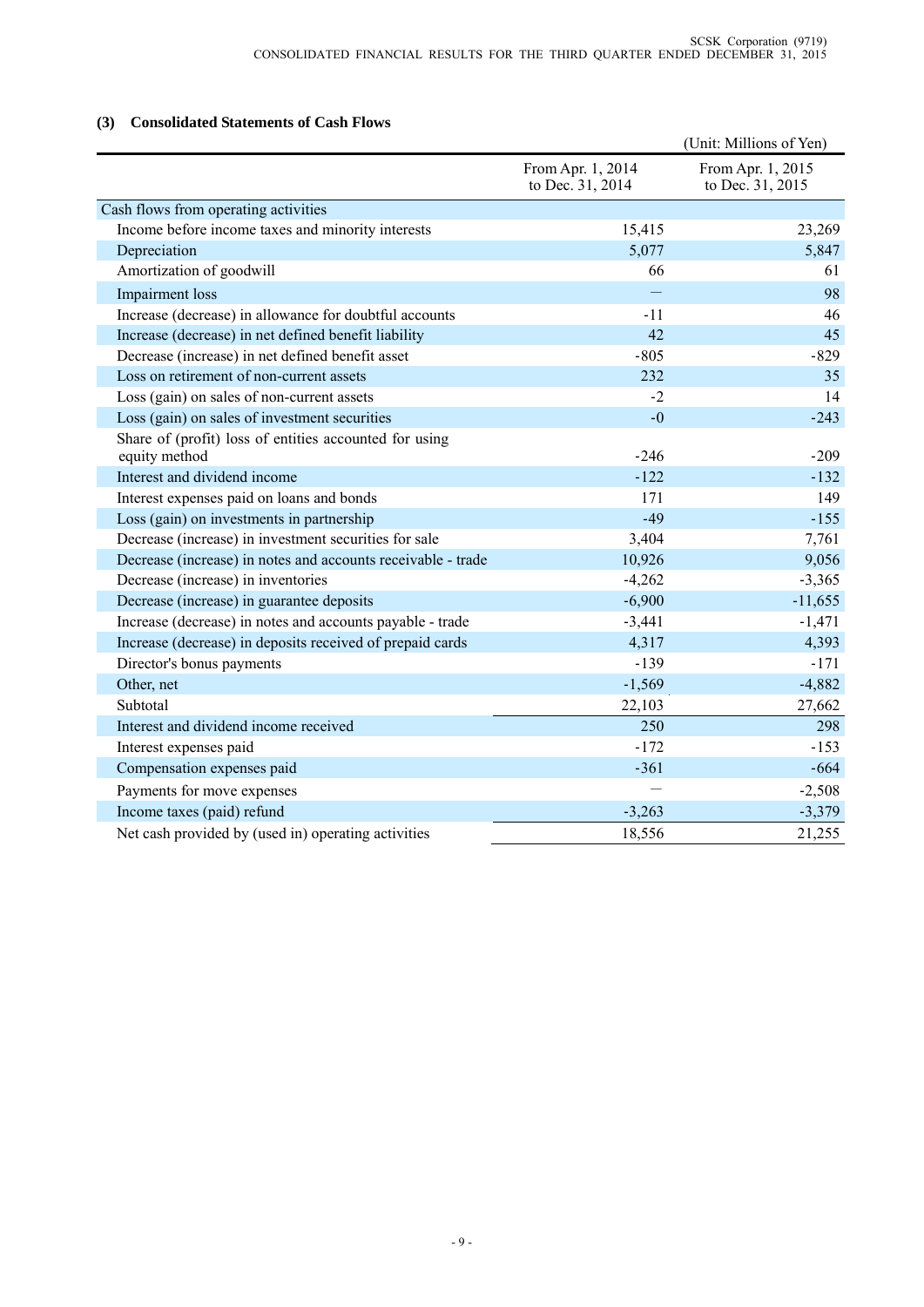### (3) Consolidated Statements of Cash Flows

(Unit: Millions of Yen)

| | From Apr. 1, 2014 to Dec. 31, 2014 | From Apr. 1, 2015 to Dec. 31, 2015 |
|---|---|---|
| Cash flows from operating activities | | |
| Income before income taxes and minority interests | 15,415 | 23,269 |
| Depreciation | 5,077 | 5,847 |
| Amortization of goodwill | 66 | 61 |
| Impairment loss | — | 98 |
| Increase (decrease) in allowance for doubtful accounts | -11 | 46 |
| Increase (decrease) in net defined benefit liability | 42 | 45 |
| Decrease (increase) in net defined benefit asset | -805 | -829 |
| Loss on retirement of non-current assets | 232 | 35 |
| Loss (gain) on sales of non-current assets | -2 | 14 |
| Loss (gain) on sales of investment securities | -0 | -243 |
| Share of (profit) loss of entities accounted for using equity method | -246 | -209 |
| Interest and dividend income | -122 | -132 |
| Interest expenses paid on loans and bonds | 171 | 149 |
| Loss (gain) on investments in partnership | -49 | -155 |
| Decrease (increase) in investment securities for sale | 3,404 | 7,761 |
| Decrease (increase) in notes and accounts receivable - trade | 10,926 | 9,056 |
| Decrease (increase) in inventories | -4,262 | -3,365 |
| Decrease (increase) in guarantee deposits | -6,900 | -11,655 |
| Increase (decrease) in notes and accounts payable - trade | -3,441 | -1,471 |
| Increase (decrease) in deposits received of prepaid cards | 4,317 | 4,393 |
| Director's bonus payments | -139 | -171 |
| Other, net | -1,569 | -4,882 |
| Subtotal | 22,103 | 27,662 |
| Interest and dividend income received | 250 | 298 |
| Interest expenses paid | -172 | -153 |
| Compensation expenses paid | -361 | -664 |
| Payments for move expenses | — | -2,508 |
| Income taxes (paid) refund | -3,263 | -3,379 |
| Net cash provided by (used in) operating activities | 18,556 | 21,255 |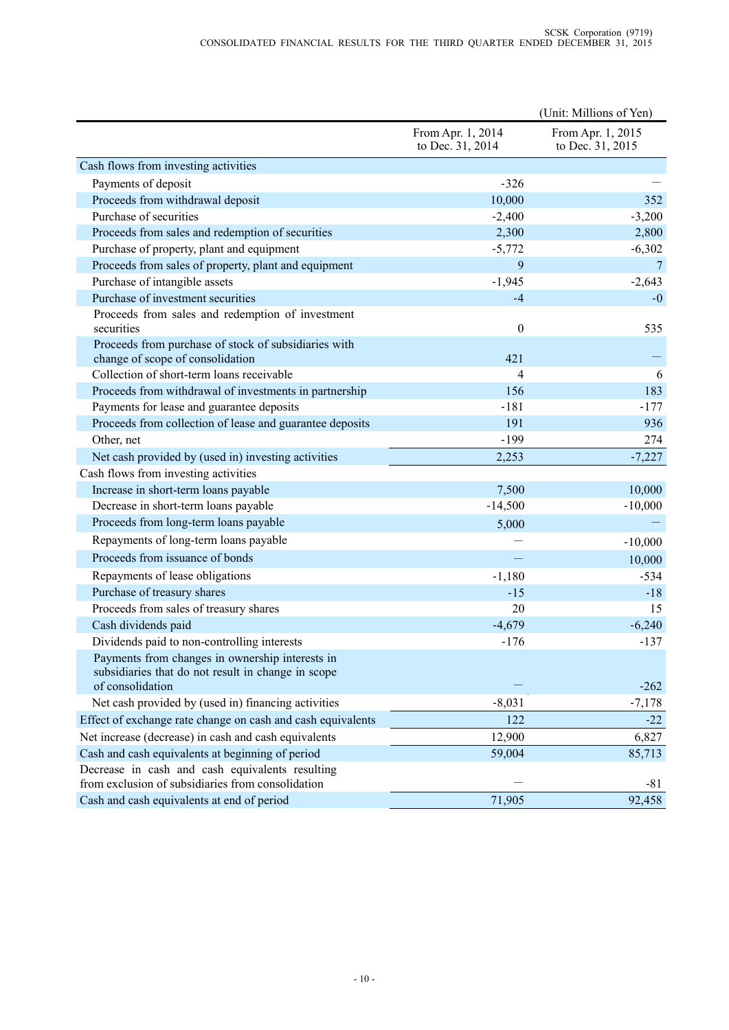(Unit: Millions of Yen)

| | From Apr. 1, 2014 to Dec. 31, 2014 | From Apr. 1, 2015 to Dec. 31, 2015 |
|---|---|---|
| Cash flows from investing activities | | |
| Payments of deposit | -326 | — |
| Proceeds from withdrawal deposit | 10,000 | 352 |
| Purchase of securities | -2,400 | -3,200 |
| Proceeds from sales and redemption of securities | 2,300 | 2,800 |
| Purchase of property, plant and equipment | -5,772 | -6,302 |
| Proceeds from sales of property, plant and equipment | 9 | 7 |
| Purchase of intangible assets | -1,945 | -2,643 |
| Purchase of investment securities | -4 | -0 |
| Proceeds from sales and redemption of investment securities | 0 | 535 |
| Proceeds from purchase of stock of subsidiaries with change of scope of consolidation | 421 | — |
| Collection of short-term loans receivable | 4 | 6 |
| Proceeds from withdrawal of investments in partnership | 156 | 183 |
| Payments for lease and guarantee deposits | -181 | -177 |
| Proceeds from collection of lease and guarantee deposits | 191 | 936 |
| Other, net | -199 | 274 |
| Net cash provided by (used in) investing activities | 2,253 | -7,227 |
| Cash flows from investing activities | | |
| Increase in short-term loans payable | 7,500 | 10,000 |
| Decrease in short-term loans payable | -14,500 | -10,000 |
| Proceeds from long-term loans payable | 5,000 | — |
| Repayments of long-term loans payable | — | -10,000 |
| Proceeds from issuance of bonds | — | 10,000 |
| Repayments of lease obligations | -1,180 | -534 |
| Purchase of treasury shares | -15 | -18 |
| Proceeds from sales of treasury shares | 20 | 15 |
| Cash dividends paid | -4,679 | -6,240 |
| Dividends paid to non-controlling interests | -176 | -137 |
| Payments from changes in ownership interests in subsidiaries that do not result in change in scope of consolidation | — | -262 |
| Net cash provided by (used in) financing activities | -8,031 | -7,178 |
| Effect of exchange rate change on cash and cash equivalents | 122 | -22 |
| Net increase (decrease) in cash and cash equivalents | 12,900 | 6,827 |
| Cash and cash equivalents at beginning of period | 59,004 | 85,713 |
| Decrease in cash and cash equivalents resulting from exclusion of subsidiaries from consolidation | — | -81 |
| Cash and cash equivalents at end of period | 71,905 | 92,458 |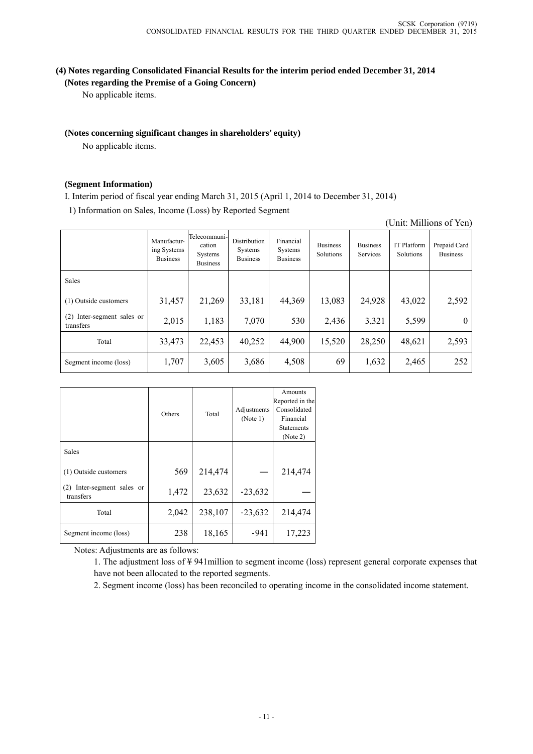### (4) Notes regarding Consolidated Financial Results for the interim period ended December 31, 2014

**(Notes regarding the Premise of a Going Concern)**

No applicable items.

**(Notes concerning significant changes in shareholders' equity)**

No applicable items.

**(Segment Information)**

I. Interim period of fiscal year ending March 31, 2015 (April 1, 2014 to December 31, 2014)

1) Information on Sales, Income (Loss) by Reported Segment

(Unit: Millions of Yen)

| | Manufacturing Systems Business | Telecommunication Systems Business | Distribution Systems Business | Financial Systems Business | Business Solutions | Business Services | IT Platform Solutions | Prepaid Card Business |
|---|---|---|---|---|---|---|---|---|
| Sales | | | | | | | | |
| (1) Outside customers | 31,457 | 21,269 | 33,181 | 44,369 | 13,083 | 24,928 | 43,022 | 2,592 |
| (2) Inter-segment sales or transfers | 2,015 | 1,183 | 7,070 | 530 | 2,436 | 3,321 | 5,599 | 0 |
| Total | 33,473 | 22,453 | 40,252 | 44,900 | 15,520 | 28,250 | 48,621 | 2,593 |
| Segment income (loss) | 1,707 | 3,605 | 3,686 | 4,508 | 69 | 1,632 | 2,465 | 252 |

| | Others | Total | Adjustments (Note 1) | Amounts Reported in the Consolidated Financial Statements (Note 2) |
|---|---|---|---|---|
| Sales | | | | |
| (1) Outside customers | 569 | 214,474 | — | 214,474 |
| (2) Inter-segment sales or transfers | 1,472 | 23,632 | -23,632 | — |
| Total | 2,042 | 238,107 | -23,632 | 214,474 |
| Segment income (loss) | 238 | 18,165 | -941 | 17,223 |

Notes: Adjustments are as follows:

1. The adjustment loss of ¥ 941million to segment income (loss) represent general corporate expenses that have not been allocated to the reported segments.
2. Segment income (loss) has been reconciled to operating income in the consolidated income statement.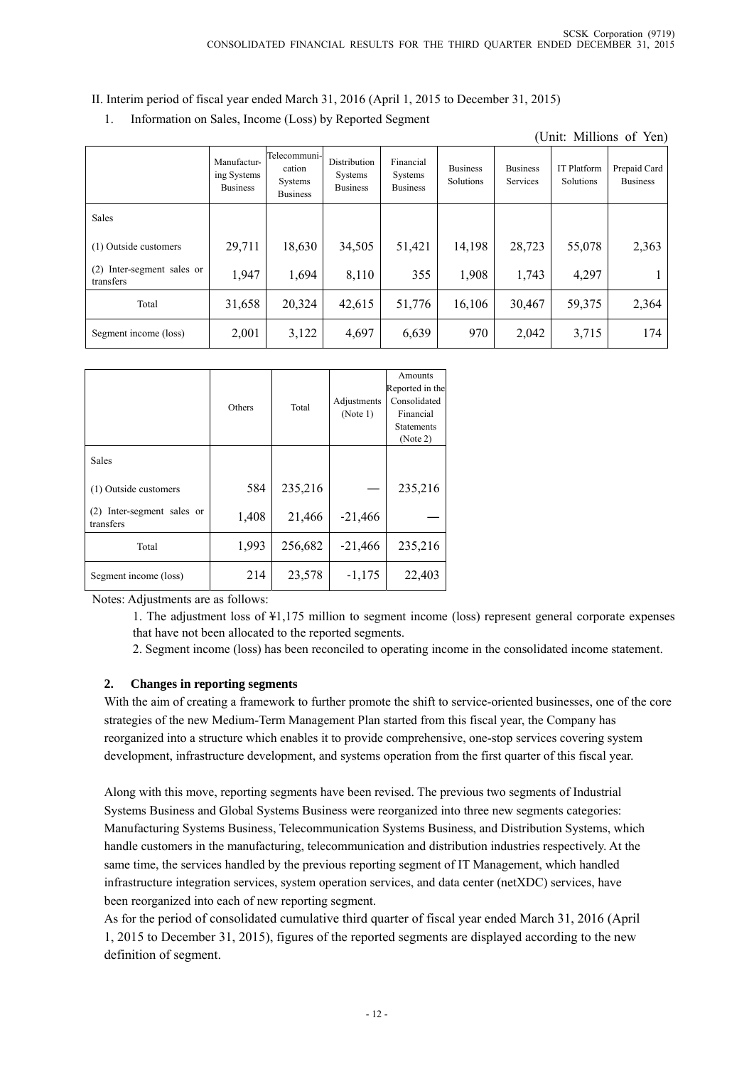II. Interim period of fiscal year ended March 31, 2016 (April 1, 2015 to December 31, 2015)

1. Information on Sales, Income (Loss) by Reported Segment

(Unit: Millions of Yen)

| | Manufacturing Systems Business | Telecommunication Systems Business | Distribution Systems Business | Financial Systems Business | Business Solutions | Business Services | IT Platform Solutions | Prepaid Card Business |
|---|---|---|---|---|---|---|---|---|
| Sales | | | | | | | | |
| (1) Outside customers | 29,711 | 18,630 | 34,505 | 51,421 | 14,198 | 28,723 | 55,078 | 2,363 |
| (2) Inter-segment sales or transfers | 1,947 | 1,694 | 8,110 | 355 | 1,908 | 1,743 | 4,297 | 1 |
| Total | 31,658 | 20,324 | 42,615 | 51,776 | 16,106 | 30,467 | 59,375 | 2,364 |
| Segment income (loss) | 2,001 | 3,122 | 4,697 | 6,639 | 970 | 2,042 | 3,715 | 174 |

| | Others | Total | Adjustments (Note 1) | Amounts Reported in the Consolidated Financial Statements (Note 2) |
|---|---|---|---|---|
| Sales | | | | |
| (1) Outside customers | 584 | 235,216 | — | 235,216 |
| (2) Inter-segment sales or transfers | 1,408 | 21,466 | -21,466 | — |
| Total | 1,993 | 256,682 | -21,466 | 235,216 |
| Segment income (loss) | 214 | 23,578 | -1,175 | 22,403 |

Notes: Adjustments are as follows:

1. The adjustment loss of ¥1,175 million to segment income (loss) represent general corporate expenses that have not been allocated to the reported segments.
2. Segment income (loss) has been reconciled to operating income in the consolidated income statement.

## 2. Changes in reporting segments

With the aim of creating a framework to further promote the shift to service-oriented businesses, one of the core strategies of the new Medium-Term Management Plan started from this fiscal year, the Company has reorganized into a structure which enables it to provide comprehensive, one-stop services covering system development, infrastructure development, and systems operation from the first quarter of this fiscal year.

Along with this move, reporting segments have been revised. The previous two segments of Industrial Systems Business and Global Systems Business were reorganized into three new segments categories: Manufacturing Systems Business, Telecommunication Systems Business, and Distribution Systems, which handle customers in the manufacturing, telecommunication and distribution industries respectively. At the same time, the services handled by the previous reporting segment of IT Management, which handled infrastructure integration services, system operation services, and data center (netXDC) services, have been reorganized into each of new reporting segment.

As for the period of consolidated cumulative third quarter of fiscal year ended March 31, 2016 (April 1, 2015 to December 31, 2015), figures of the reported segments are displayed according to the new definition of segment.